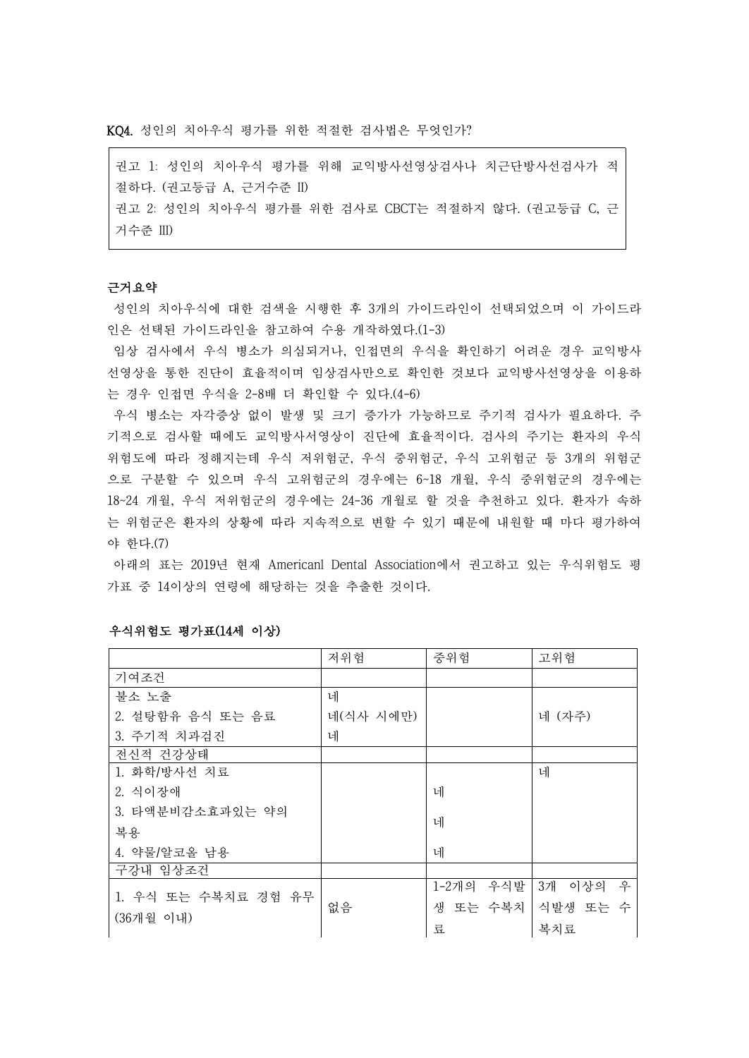KQ4. 성인의 치아우식 평가를 위한 적절한 검사법은 무엇인가?

> 권고 1: 성인의 치아우식 평가를 위해 교익방사선영상검사나 치근단방사선검사가 적절하다. (권고등급 A, 근거수준 II)
> 권고 2: 성인의 치아우식 평가를 위한 검사로 CBCT는 적절하지 않다. (권고등급 C, 근거수준 III)

**근거요약**

성인의 치아우식에 대한 검색을 시행한 후 3개의 가이드라인이 선택되었으며 이 가이드라인은 선택된 가이드라인을 참고하여 수용 개작하였다.(1-3)

임상 검사에서 우식 병소가 의심되거나, 인접면의 우식을 확인하기 어려운 경우 교익방사선영상을 통한 진단이 효율적이며 임상검사만으로 확인한 것보다 교익방사선영상을 이용하는 경우 인접면 우식을 2-8배 더 확인할 수 있다.(4-6)

우식 병소는 자각증상 없이 발생 및 크기 증가가 가능하므로 주기적 검사가 필요하다. 주기적으로 검사할 때에도 교익방사서영상이 진단에 효율적이다. 검사의 주기는 환자의 우식 위험도에 따라 정해지는데 우식 저위험군, 우식 중위험군, 우식 고위험군 등 3개의 위험군으로 구분할 수 있으며 우식 고위험군의 경우에는 6~18 개월, 우식 중위험군의 경우에는 18~24 개월, 우식 저위험군의 경우에는 24-36 개월로 할 것을 추천하고 있다. 환자가 속하는 위험군은 환자의 상황에 따라 지속적으로 변할 수 있기 때문에 내원할 때 마다 평가하여야 한다.(7)

아래의 표는 2019년 현재 Americanl Dental Association에서 권고하고 있는 우식위험도 평가표 중 14이상의 연령에 해당하는 것을 추출한 것이다.

**우식위험도 평가표(14세 이상)**

| | 저위험 | 중위험 | 고위험 |
|---|---|---|---|
| 기여조건 | | | |
| 불소 노출 | 네 | | |
| 2. 설탕함유 음식 또는 음료 | 네(식사 시에만) | | 네 (자주) |
| 3. 주기적 치과검진 | 네 | | |
| 전신적 건강상태 | | | |
| 1. 화학/방사선 치료 | | | 네 |
| 2. 식이장애 | | 네 | |
| 3. 타액분비감소효과있는 약의 복용 | | 네 | |
| 4. 약물/알코올 남용 | | 네 | |
| 구강내 임상조건 | | | |
| 1. 우식 또는 수복치료 경험 유무 (36개월 이내) | 없음 | 1-2개의 우식발생 또는 수복치료 | 3개 이상의 우식발생 또는 수복치료 |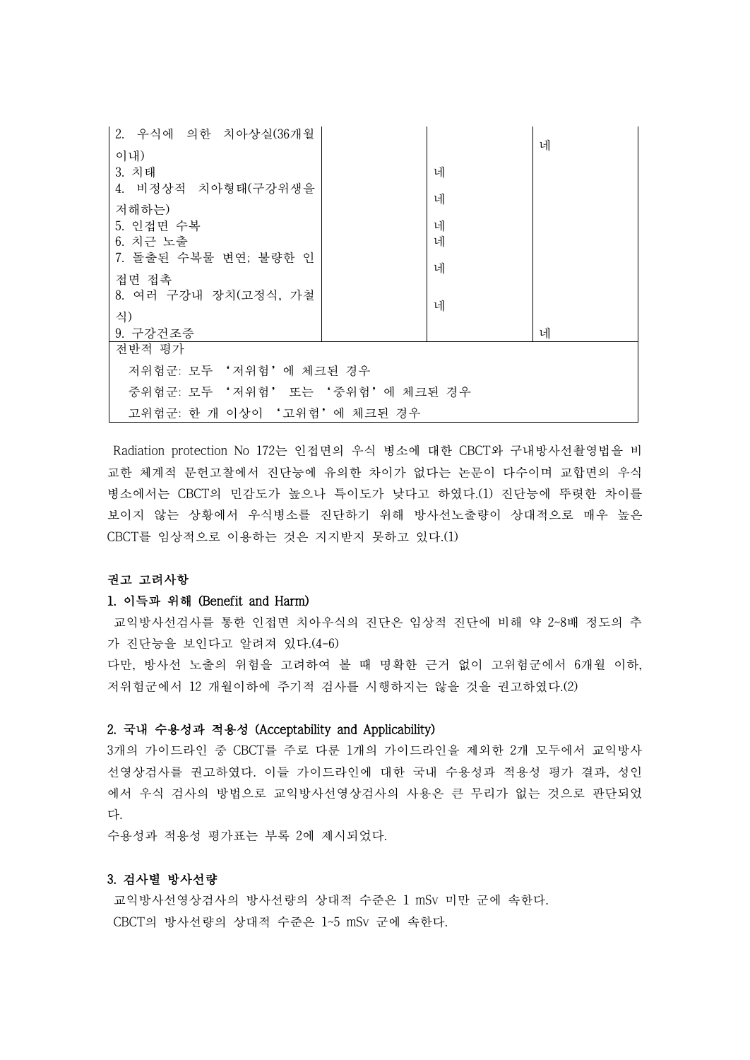| | | | |
|---|---|---|---|
| 2. 우식에 의한 치아상실(36개월 이내) | | | 네 |
| 3. 치태 | | 네 | |
| 4. 비정상적 치아형태(구강위생을 저해하는) | | 네 | |
| 5. 인접면 수복 | | 네 | |
| 6. 치근 노출 | | 네 | |
| 7. 돌출된 수복물 변연; 불량한 인접면 접촉 | | 네 | |
| 8. 여러 구강내 장치(고정식, 가철식) | | 네 | |
| 9. 구강건조증 | | | 네 |
| 전반적 평가<br>저위험군: 모두 '저위험'에 체크된 경우<br>중위험군: 모두 '저위험' 또는 '중위험'에 체크된 경우<br>고위험군: 한 개 이상이 '고위험'에 체크된 경우 | | | |

Radiation protection No 172는 인접면의 우식 병소에 대한 CBCT와 구내방사선촬영법을 비교한 체계적 문헌고찰에서 진단능에 유의한 차이가 없다는 논문이 다수이며 교합면의 우식병소에서는 CBCT의 민감도가 높으나 특이도가 낮다고 하였다.(1) 진단능에 뚜렷한 차이를 보이지 않는 상황에서 우식병소를 진단하기 위해 방사선노출량이 상대적으로 매우 높은 CBCT를 임상적으로 이용하는 것은 지지받지 못하고 있다.(1)

### 권고 고려사항

#### 1. 이득과 위해 (Benefit and Harm)

교익방사선검사를 통한 인접면 치아우식의 진단은 임상적 진단에 비해 약 2~8배 정도의 추가 진단능을 보인다고 알려져 있다.(4-6)

다만, 방사선 노출의 위험을 고려하여 볼 때 명확한 근거 없이 고위험군에서 6개월 이하, 저위험군에서 12 개월이하에 주기적 검사를 시행하지는 않을 것을 권고하였다.(2)

#### 2. 국내 수용성과 적용성 (Acceptability and Applicability)

3개의 가이드라인 중 CBCT를 주로 다룬 1개의 가이드라인을 제외한 2개 모두에서 교익방사선영상검사를 권고하였다. 이들 가이드라인에 대한 국내 수용성과 적용성 평가 결과, 성인에서 우식 검사의 방법으로 교익방사선영상검사의 사용은 큰 무리가 없는 것으로 판단되었다.

수용성과 적용성 평가표는 부록 2에 제시되었다.

#### 3. 검사별 방사선량

교익방사선영상검사의 방사선량의 상대적 수준은 1 mSv 미만 군에 속한다.

CBCT의 방사선량의 상대적 수준은 1~5 mSv 군에 속한다.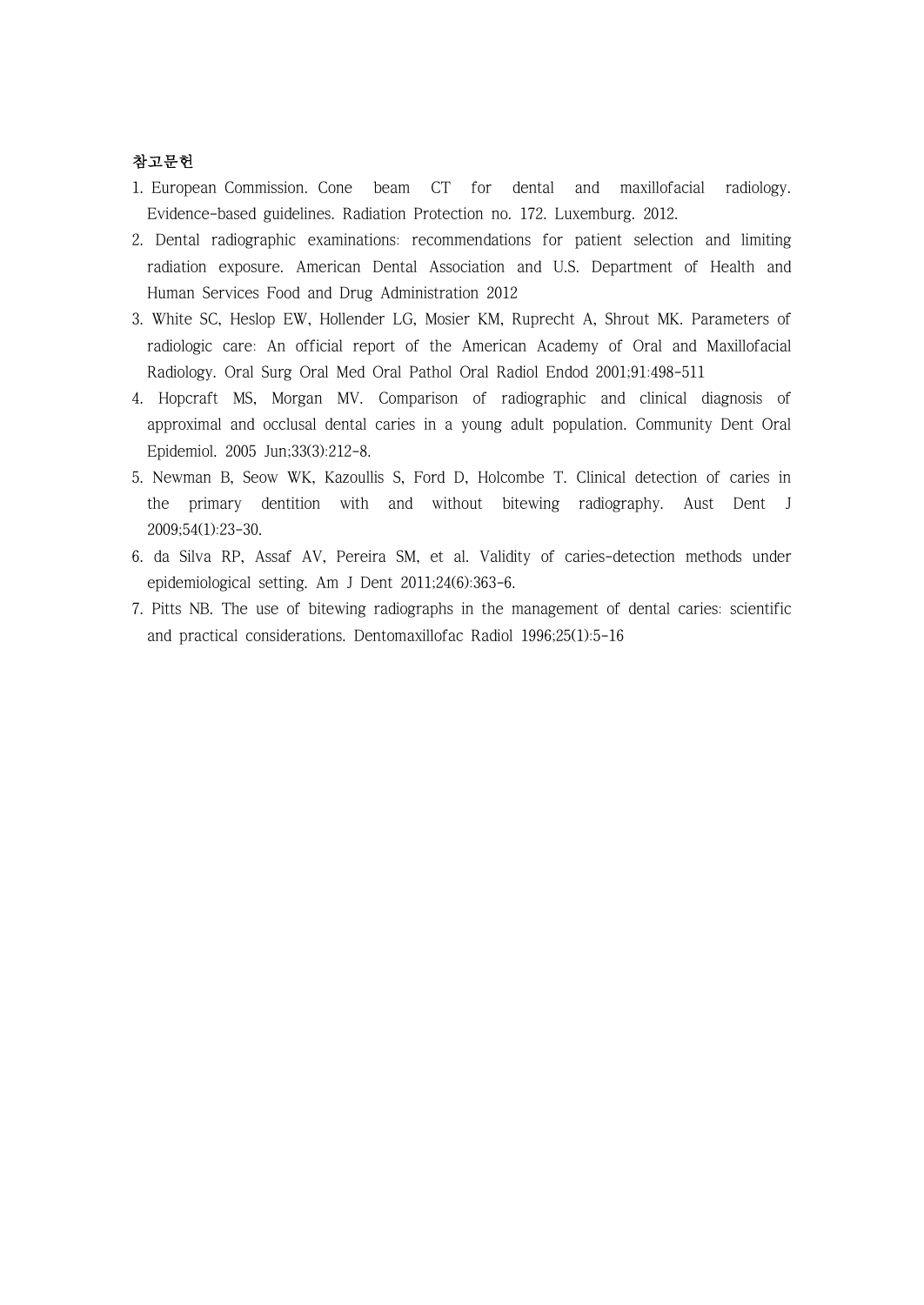**참고문헌**

1. European Commission. Cone beam CT for dental and maxillofacial radiology. Evidence-based guidelines. Radiation Protection no. 172. Luxemburg. 2012.
2. Dental radiographic examinations: recommendations for patient selection and limiting radiation exposure. American Dental Association and U.S. Department of Health and Human Services Food and Drug Administration 2012
3. White SC, Heslop EW, Hollender LG, Mosier KM, Ruprecht A, Shrout MK. Parameters of radiologic care: An official report of the American Academy of Oral and Maxillofacial Radiology. Oral Surg Oral Med Oral Pathol Oral Radiol Endod 2001;91:498-511
4. Hopcraft MS, Morgan MV. Comparison of radiographic and clinical diagnosis of approximal and occlusal dental caries in a young adult population. Community Dent Oral Epidemiol. 2005 Jun;33(3):212-8.
5. Newman B, Seow WK, Kazoullis S, Ford D, Holcombe T. Clinical detection of caries in the primary dentition with and without bitewing radiography. Aust Dent J 2009;54(1):23-30.
6. da Silva RP, Assaf AV, Pereira SM, et al. Validity of caries-detection methods under epidemiological setting. Am J Dent 2011;24(6):363-6.
7. Pitts NB. The use of bitewing radiographs in the management of dental caries: scientific and practical considerations. Dentomaxillofac Radiol 1996;25(1):5-16